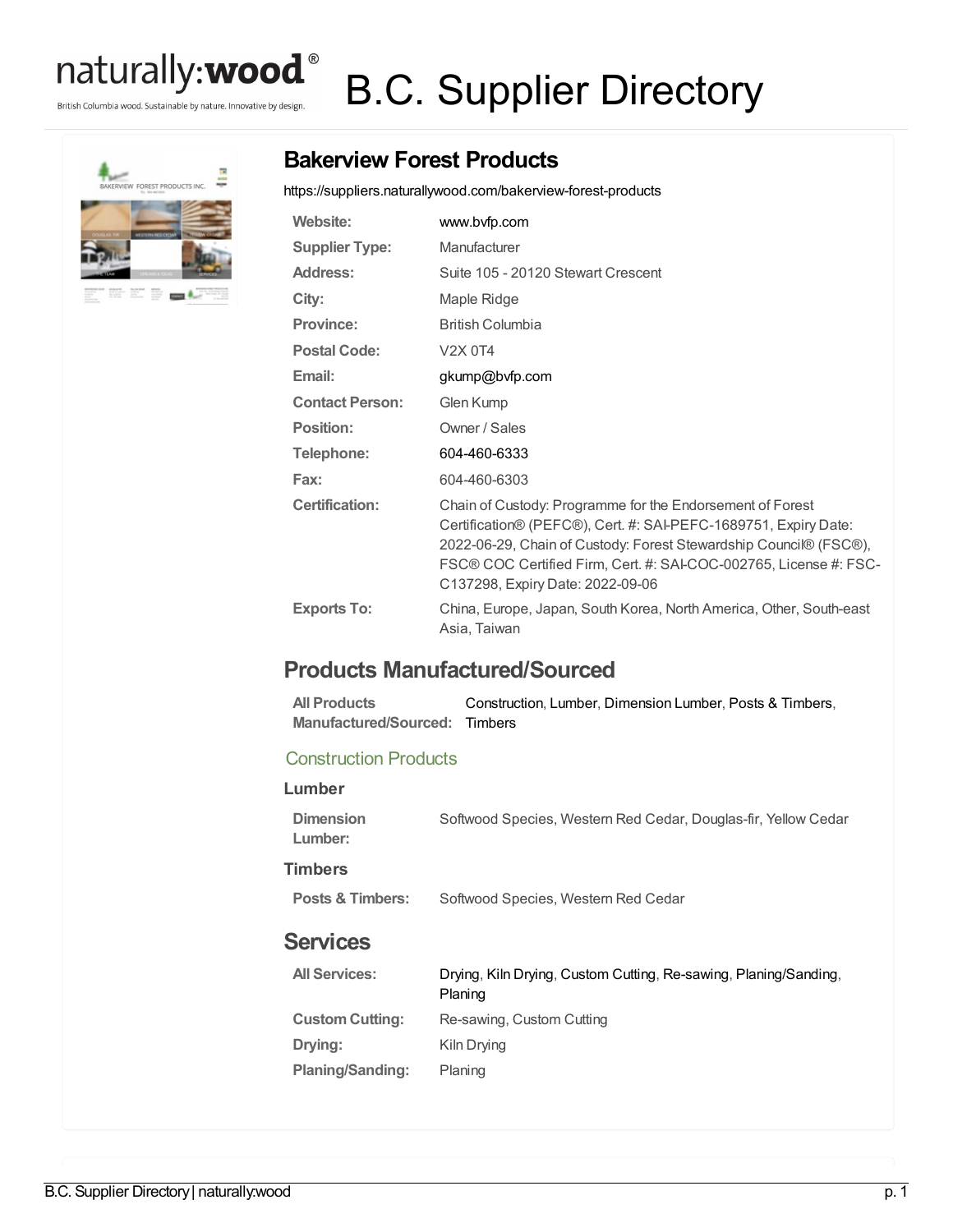# B.C. Supplier Directory

## Bakerview Forest Products

https://suppliers.naturallywood.com/bakerview-forest-products

| | |
|---|---|
| **Website:** | www.bvfp.com |
| **Supplier Type:** | Manufacturer |
| **Address:** | Suite 105 - 20120 Stewart Crescent |
| **City:** | Maple Ridge |
| **Province:** | British Columbia |
| **Postal Code:** | V2X 0T4 |
| **Email:** | gkump@bvfp.com |
| **Contact Person:** | Glen Kump |
| **Position:** | Owner / Sales |
| **Telephone:** | 604-460-6333 |
| **Fax:** | 604-460-6303 |
| **Certification:** | Chain of Custody: Programme for the Endorsement of Forest Certification® (PEFC®), Cert. #: SAI-PEFC-1689751, Expiry Date: 2022-06-29, Chain of Custody: Forest Stewardship Council® (FSC®), FSC® COC Certified Firm, Cert. #: SAI-COC-002765, License #: FSC-C137298, Expiry Date: 2022-09-06 |
| **Exports To:** | China, Europe, Japan, South Korea, North America, Other, South-east Asia, Taiwan |

## Products Manufactured/Sourced

| | |
|---|---|
| **All Products Manufactured/Sourced:** | Construction, Lumber, Dimension Lumber, Posts & Timbers, Timbers |

### Construction Products

#### Lumber

| | |
|---|---|
| **Dimension Lumber:** | Softwood Species, Western Red Cedar, Douglas-fir, Yellow Cedar |

#### Timbers

| | |
|---|---|
| **Posts & Timbers:** | Softwood Species, Western Red Cedar |

## Services

| | |
|---|---|
| **All Services:** | Drying, Kiln Drying, Custom Cutting, Re-sawing, Planing/Sanding, Planing |
| **Custom Cutting:** | Re-sawing, Custom Cutting |
| **Drying:** | Kiln Drying |
| **Planing/Sanding:** | Planing |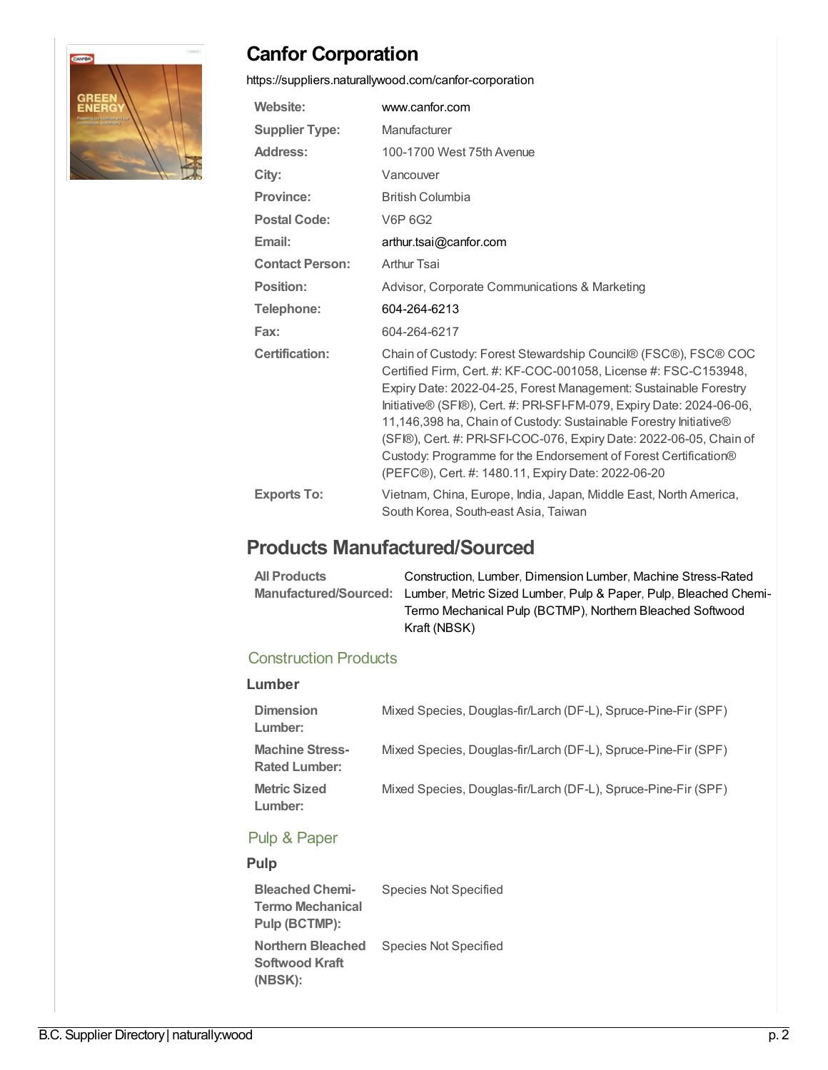# Canfor Corporation

https://suppliers.naturallywood.com/canfor-corporation

| | |
|---|---|
| **Website:** | www.canfor.com |
| **Supplier Type:** | Manufacturer |
| **Address:** | 100-1700 West 75th Avenue |
| **City:** | Vancouver |
| **Province:** | British Columbia |
| **Postal Code:** | V6P 6G2 |
| **Email:** | arthur.tsai@canfor.com |
| **Contact Person:** | Arthur Tsai |
| **Position:** | Advisor, Corporate Communications & Marketing |
| **Telephone:** | 604-264-6213 |
| **Fax:** | 604-264-6217 |
| **Certification:** | Chain of Custody: Forest Stewardship Council® (FSC®), FSC® COC Certified Firm, Cert. #: KF-COC-001058, License #: FSC-C153948, Expiry Date: 2022-04-25, Forest Management: Sustainable Forestry Initiative® (SFI®), Cert. #: PRI-SFI-FM-079, Expiry Date: 2024-06-06, 11,146,398 ha, Chain of Custody: Sustainable Forestry Initiative® (SFI®), Cert. #: PRI-SFI-COC-076, Expiry Date: 2022-06-05, Chain of Custody: Programme for the Endorsement of Forest Certification® (PEFC®), Cert. #: 1480.11, Expiry Date: 2022-06-20 |
| **Exports To:** | Vietnam, China, Europe, India, Japan, Middle East, North America, South Korea, South-east Asia, Taiwan |

## Products Manufactured/Sourced

| | |
|---|---|
| **All Products Manufactured/Sourced:** | Construction, Lumber, Dimension Lumber, Machine Stress-Rated Lumber, Metric Sized Lumber, Pulp & Paper, Pulp, Bleached Chemi-Termo Mechanical Pulp (BCTMP), Northern Bleached Softwood Kraft (NBSK) |

### Construction Products

#### Lumber

| | |
|---|---|
| **Dimension Lumber:** | Mixed Species, Douglas-fir/Larch (DF-L), Spruce-Pine-Fir (SPF) |
| **Machine Stress-Rated Lumber:** | Mixed Species, Douglas-fir/Larch (DF-L), Spruce-Pine-Fir (SPF) |
| **Metric Sized Lumber:** | Mixed Species, Douglas-fir/Larch (DF-L), Spruce-Pine-Fir (SPF) |

### Pulp & Paper

#### Pulp

| | |
|---|---|
| **Bleached Chemi-Termo Mechanical Pulp (BCTMP):** | Species Not Specified |
| **Northern Bleached Softwood Kraft (NBSK):** | Species Not Specified |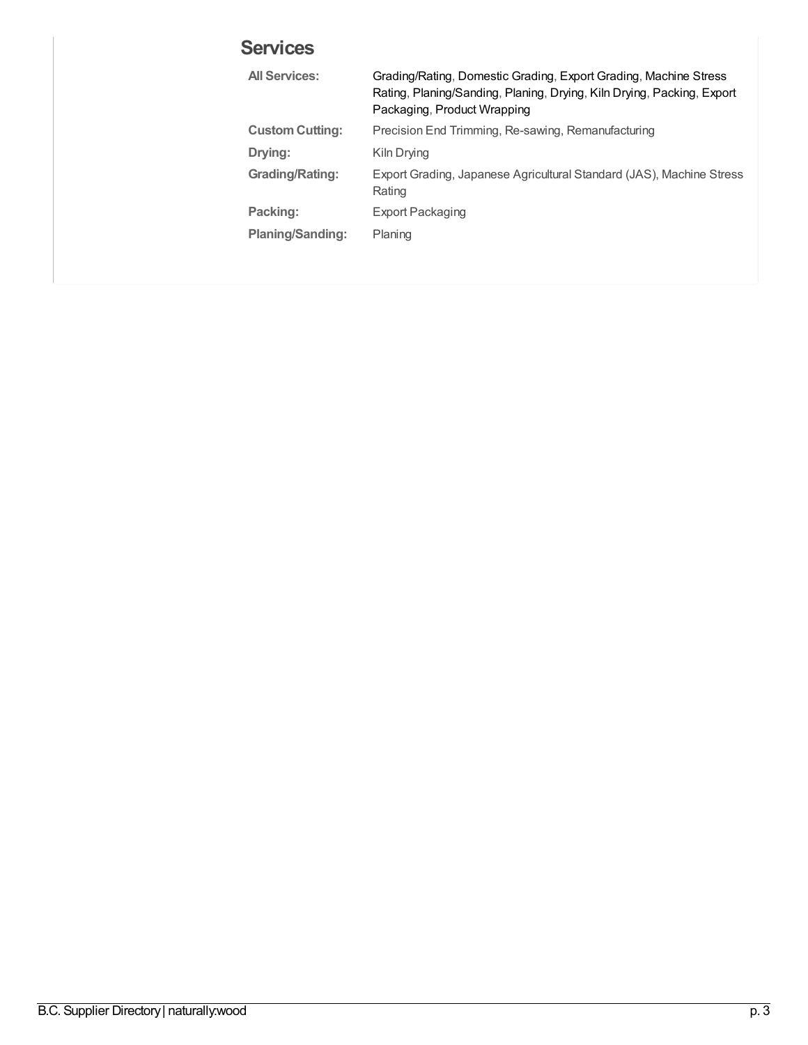## Services

| | |
|---|---|
| **All Services:** | Grading/Rating, Domestic Grading, Export Grading, Machine Stress Rating, Planing/Sanding, Planing, Drying, Kiln Drying, Packing, Export Packaging, Product Wrapping |
| **Custom Cutting:** | Precision End Trimming, Re-sawing, Remanufacturing |
| **Drying:** | Kiln Drying |
| **Grading/Rating:** | Export Grading, Japanese Agricultural Standard (JAS), Machine Stress Rating |
| **Packing:** | Export Packaging |
| **Planing/Sanding:** | Planing |